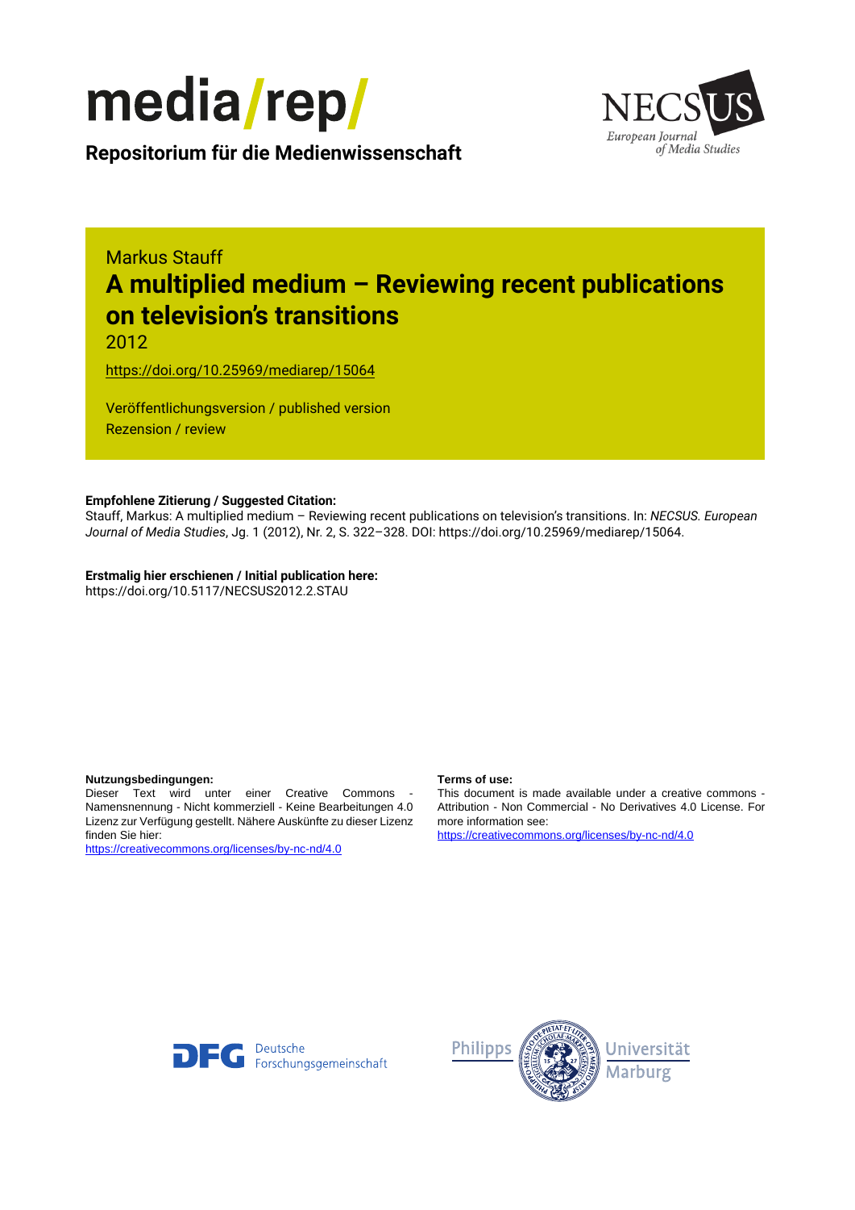media/rep/

**Repositorium für die Medienwissenschaft**

NECSUS European Journal of Media Studies

Markus Stauff

# A multiplied medium – Reviewing recent publications on television's transitions

2012

https://doi.org/10.25969/mediarep/15064

Veröffentlichungsversion / published version

Rezension / review

**Empfohlene Zitierung / Suggested Citation:**

Stauff, Markus: A multiplied medium – Reviewing recent publications on television's transitions. In: *NECSUS. European Journal of Media Studies*, Jg. 1 (2012), Nr. 2, S. 322–328. DOI: https://doi.org/10.25969/mediarep/15064.

**Erstmalig hier erschienen / Initial publication here:**

https://doi.org/10.5117/NECSUS2012.2.STAU

**Nutzungsbedingungen:**

Dieser Text wird unter einer Creative Commons - Namensnennung - Nicht kommerziell - Keine Bearbeitungen 4.0 Lizenz zur Verfügung gestellt. Nähere Auskünfte zu dieser Lizenz finden Sie hier:

https://creativecommons.org/licenses/by-nc-nd/4.0

**Terms of use:**

This document is made available under a creative commons - Attribution - Non Commercial - No Derivatives 4.0 License. For more information see:

https://creativecommons.org/licenses/by-nc-nd/4.0

DFG Deutsche Forschungsgemeinschaft

Philipps Universität Marburg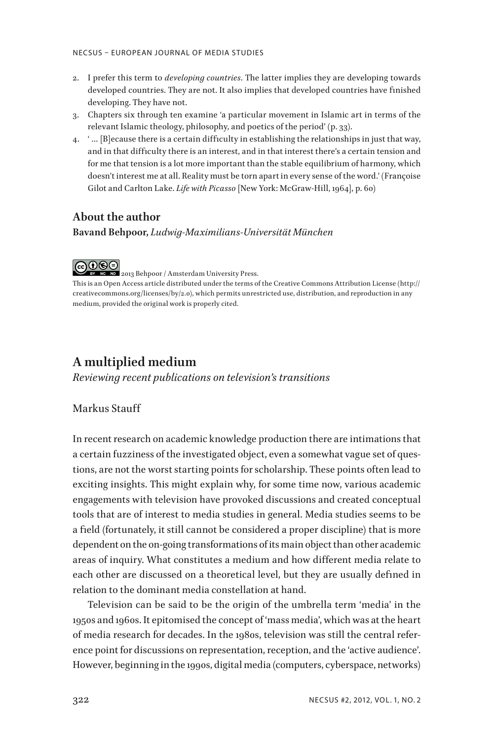2. I prefer this term to *developing countries*. The latter implies they are developing towards developed countries. They are not. It also implies that developed countries have finished developing. They have not.
3. Chapters six through ten examine 'a particular movement in Islamic art in terms of the relevant Islamic theology, philosophy, and poetics of the period' (p. 33).
4. '... [B]ecause there is a certain difficulty in establishing the relationships in just that way, and in that difficulty there is an interest, and in that interest there's a certain tension and for me that tension is a lot more important than the stable equilibrium of harmony, which doesn't interest me at all. Reality must be torn apart in every sense of the word.' (Françoise Gilot and Carlton Lake. *Life with Picasso* [New York: McGraw-Hill, 1964], p. 60)

### About the author

**Bavand Behpoor,** *Ludwig-Maximilians-Universität München*

2013 Behpoor / Amsterdam University Press.

This is an Open Access article distributed under the terms of the Creative Commons Attribution License (http://creativecommons.org/licenses/by/2.0), which permits unrestricted use, distribution, and reproduction in any medium, provided the original work is properly cited.

## A multiplied medium

*Reviewing recent publications on television's transitions*

Markus Stauff

In recent research on academic knowledge production there are intimations that a certain fuzziness of the investigated object, even a somewhat vague set of questions, are not the worst starting points for scholarship. These points often lead to exciting insights. This might explain why, for some time now, various academic engagements with television have provoked discussions and created conceptual tools that are of interest to media studies in general. Media studies seems to be a field (fortunately, it still cannot be considered a proper discipline) that is more dependent on the on-going transformations of its main object than other academic areas of inquiry. What constitutes a medium and how different media relate to each other are discussed on a theoretical level, but they are usually defined in relation to the dominant media constellation at hand.

Television can be said to be the origin of the umbrella term 'media' in the 1950s and 1960s. It epitomised the concept of 'mass media', which was at the heart of media research for decades. In the 1980s, television was still the central reference point for discussions on representation, reception, and the 'active audience'. However, beginning in the 1990s, digital media (computers, cyberspace, networks)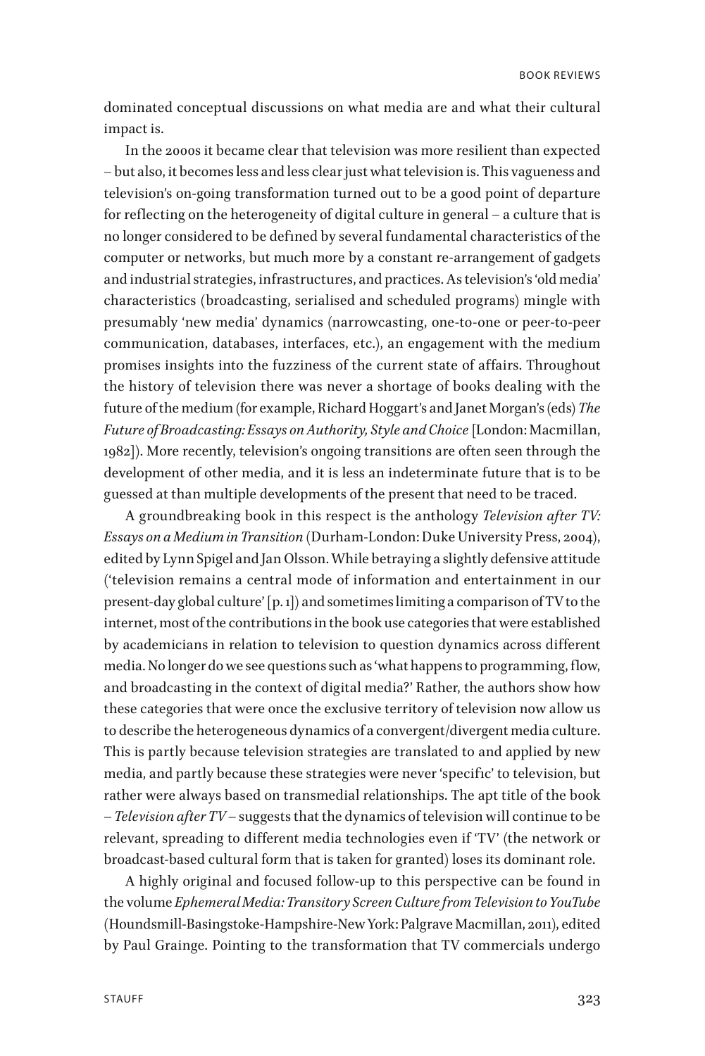dominated conceptual discussions on what media are and what their cultural impact is.

In the 2000s it became clear that television was more resilient than expected – but also, it becomes less and less clear just what television is. This vagueness and television's on-going transformation turned out to be a good point of departure for reflecting on the heterogeneity of digital culture in general – a culture that is no longer considered to be defined by several fundamental characteristics of the computer or networks, but much more by a constant re-arrangement of gadgets and industrial strategies, infrastructures, and practices. As television's 'old media' characteristics (broadcasting, serialised and scheduled programs) mingle with presumably 'new media' dynamics (narrowcasting, one-to-one or peer-to-peer communication, databases, interfaces, etc.), an engagement with the medium promises insights into the fuzziness of the current state of affairs. Throughout the history of television there was never a shortage of books dealing with the future of the medium (for example, Richard Hoggart's and Janet Morgan's (eds) *The Future of Broadcasting: Essays on Authority, Style and Choice* [London: Macmillan, 1982]). More recently, television's ongoing transitions are often seen through the development of other media, and it is less an indeterminate future that is to be guessed at than multiple developments of the present that need to be traced.

A groundbreaking book in this respect is the anthology *Television after TV: Essays on a Medium in Transition* (Durham-London: Duke University Press, 2004), edited by Lynn Spigel and Jan Olsson. While betraying a slightly defensive attitude ('television remains a central mode of information and entertainment in our present-day global culture' [p. 1]) and sometimes limiting a comparison of TV to the internet, most of the contributions in the book use categories that were established by academicians in relation to television to question dynamics across different media. No longer do we see questions such as 'what happens to programming, flow, and broadcasting in the context of digital media?' Rather, the authors show how these categories that were once the exclusive territory of television now allow us to describe the heterogeneous dynamics of a convergent/divergent media culture. This is partly because television strategies are translated to and applied by new media, and partly because these strategies were never 'specific' to television, but rather were always based on transmedial relationships. The apt title of the book – *Television after TV* – suggests that the dynamics of television will continue to be relevant, spreading to different media technologies even if 'TV' (the network or broadcast-based cultural form that is taken for granted) loses its dominant role.

A highly original and focused follow-up to this perspective can be found in the volume *Ephemeral Media: Transitory Screen Culture from Television to YouTube* (Houndsmill-Basingstoke-Hampshire-New York: Palgrave Macmillan, 2011), edited by Paul Grainge. Pointing to the transformation that TV commercials undergo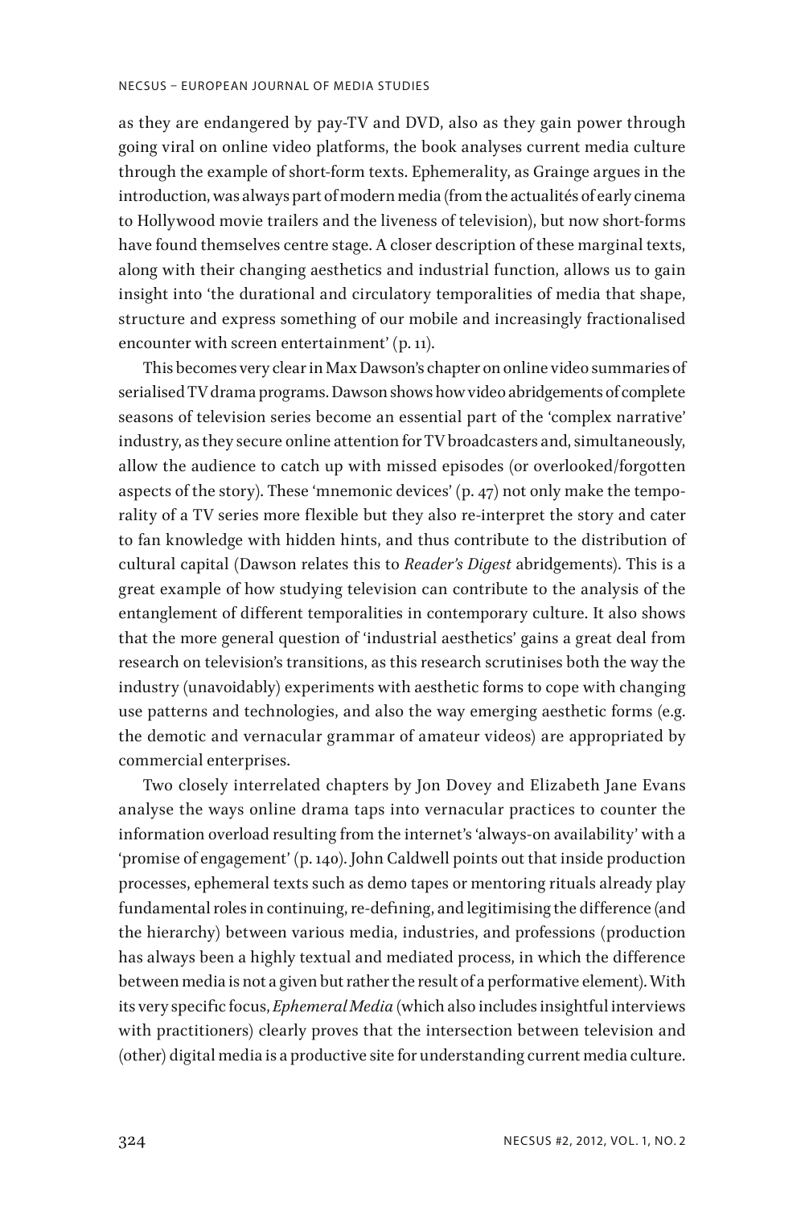as they are endangered by pay-TV and DVD, also as they gain power through going viral on online video platforms, the book analyses current media culture through the example of short-form texts. Ephemerality, as Grainge argues in the introduction, was always part of modern media (from the actualités of early cinema to Hollywood movie trailers and the liveness of television), but now short-forms have found themselves centre stage. A closer description of these marginal texts, along with their changing aesthetics and industrial function, allows us to gain insight into 'the durational and circulatory temporalities of media that shape, structure and express something of our mobile and increasingly fractionalised encounter with screen entertainment' (p. 11).

This becomes very clear in Max Dawson's chapter on online video summaries of serialised TV drama programs. Dawson shows how video abridgements of complete seasons of television series become an essential part of the 'complex narrative' industry, as they secure online attention for TV broadcasters and, simultaneously, allow the audience to catch up with missed episodes (or overlooked/forgotten aspects of the story). These 'mnemonic devices' (p. 47) not only make the temporality of a TV series more flexible but they also re-interpret the story and cater to fan knowledge with hidden hints, and thus contribute to the distribution of cultural capital (Dawson relates this to *Reader's Digest* abridgements). This is a great example of how studying television can contribute to the analysis of the entanglement of different temporalities in contemporary culture. It also shows that the more general question of 'industrial aesthetics' gains a great deal from research on television's transitions, as this research scrutinises both the way the industry (unavoidably) experiments with aesthetic forms to cope with changing use patterns and technologies, and also the way emerging aesthetic forms (e.g. the demotic and vernacular grammar of amateur videos) are appropriated by commercial enterprises.

Two closely interrelated chapters by Jon Dovey and Elizabeth Jane Evans analyse the ways online drama taps into vernacular practices to counter the information overload resulting from the internet's 'always-on availability' with a 'promise of engagement' (p. 140). John Caldwell points out that inside production processes, ephemeral texts such as demo tapes or mentoring rituals already play fundamental roles in continuing, re-defining, and legitimising the difference (and the hierarchy) between various media, industries, and professions (production has always been a highly textual and mediated process, in which the difference between media is not a given but rather the result of a performative element). With its very specific focus, *Ephemeral Media* (which also includes insightful interviews with practitioners) clearly proves that the intersection between television and (other) digital media is a productive site for understanding current media culture.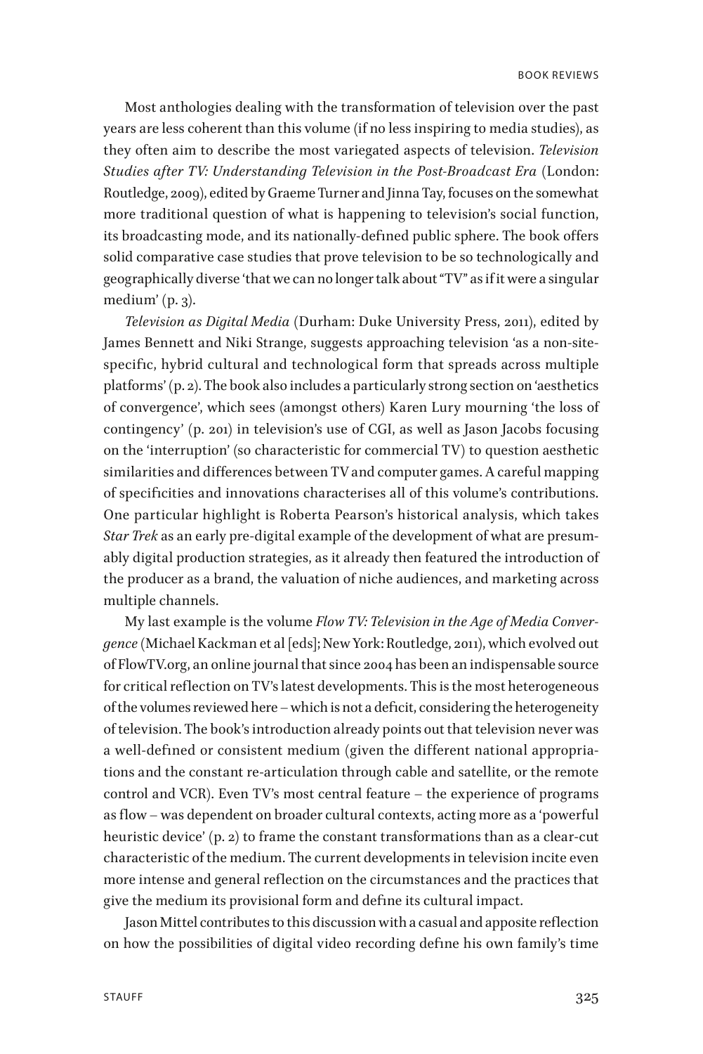Most anthologies dealing with the transformation of television over the past years are less coherent than this volume (if no less inspiring to media studies), as they often aim to describe the most variegated aspects of television. *Television Studies after TV: Understanding Television in the Post-Broadcast Era* (London: Routledge, 2009), edited by Graeme Turner and Jinna Tay, focuses on the somewhat more traditional question of what is happening to television's social function, its broadcasting mode, and its nationally-defined public sphere. The book offers solid comparative case studies that prove television to be so technologically and geographically diverse 'that we can no longer talk about "TV" as if it were a singular medium' (p. 3).

*Television as Digital Media* (Durham: Duke University Press, 2011), edited by James Bennett and Niki Strange, suggests approaching television 'as a non-site-specific, hybrid cultural and technological form that spreads across multiple platforms' (p. 2). The book also includes a particularly strong section on 'aesthetics of convergence', which sees (amongst others) Karen Lury mourning 'the loss of contingency' (p. 201) in television's use of CGI, as well as Jason Jacobs focusing on the 'interruption' (so characteristic for commercial TV) to question aesthetic similarities and differences between TV and computer games. A careful mapping of specificities and innovations characterises all of this volume's contributions. One particular highlight is Roberta Pearson's historical analysis, which takes *Star Trek* as an early pre-digital example of the development of what are presumably digital production strategies, as it already then featured the introduction of the producer as a brand, the valuation of niche audiences, and marketing across multiple channels.

My last example is the volume *Flow TV: Television in the Age of Media Convergence* (Michael Kackman et al [eds]; New York: Routledge, 2011), which evolved out of FlowTV.org, an online journal that since 2004 has been an indispensable source for critical reflection on TV's latest developments. This is the most heterogeneous of the volumes reviewed here – which is not a deficit, considering the heterogeneity of television. The book's introduction already points out that television never was a well-defined or consistent medium (given the different national appropriations and the constant re-articulation through cable and satellite, or the remote control and VCR). Even TV's most central feature – the experience of programs as flow – was dependent on broader cultural contexts, acting more as a 'powerful heuristic device' (p. 2) to frame the constant transformations than as a clear-cut characteristic of the medium. The current developments in television incite even more intense and general reflection on the circumstances and the practices that give the medium its provisional form and define its cultural impact.

Jason Mittel contributes to this discussion with a casual and apposite reflection on how the possibilities of digital video recording define his own family's time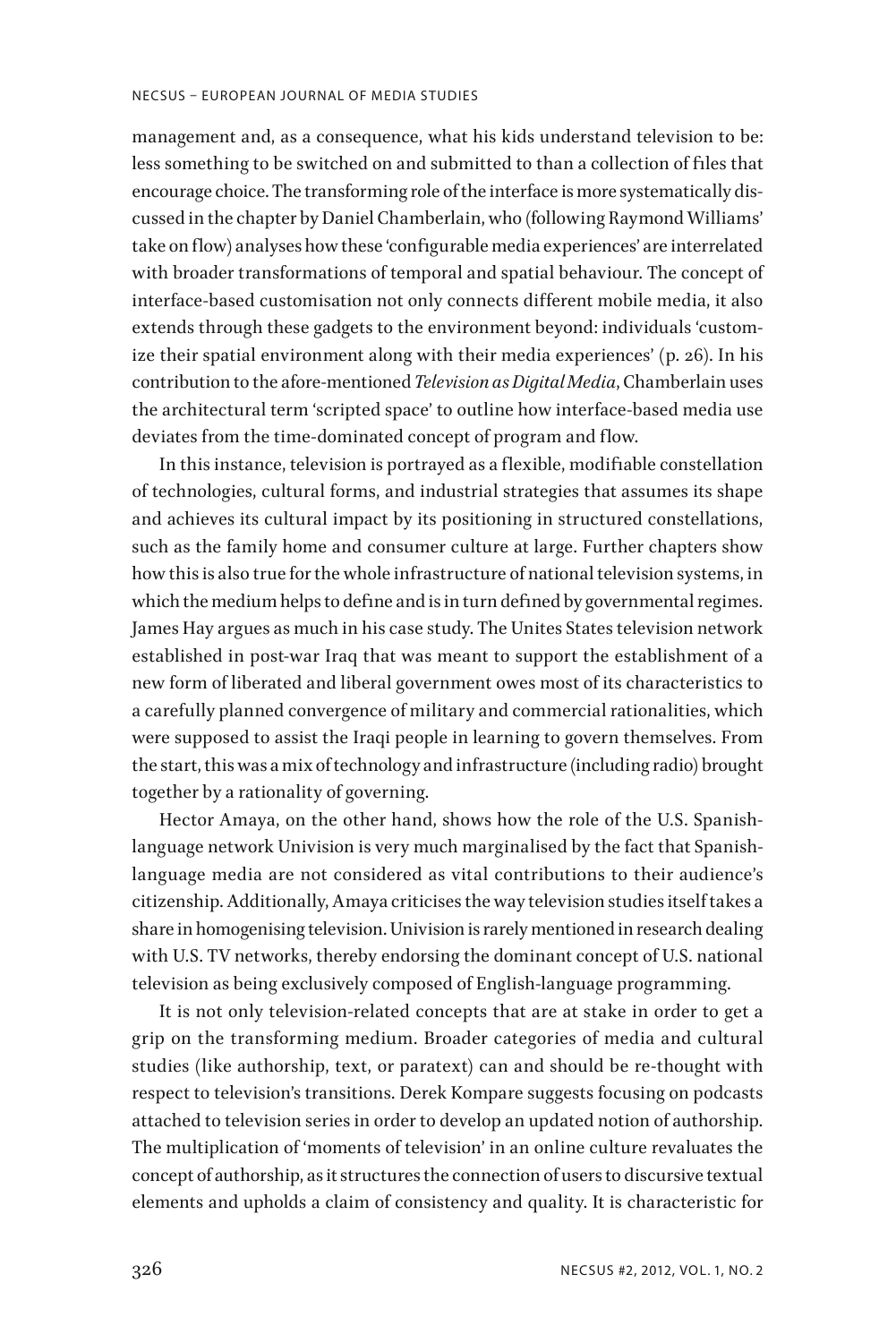management and, as a consequence, what his kids understand television to be: less something to be switched on and submitted to than a collection of files that encourage choice. The transforming role of the interface is more systematically discussed in the chapter by Daniel Chamberlain, who (following Raymond Williams' take on flow) analyses how these 'configurable media experiences' are interrelated with broader transformations of temporal and spatial behaviour. The concept of interface-based customisation not only connects different mobile media, it also extends through these gadgets to the environment beyond: individuals 'customize their spatial environment along with their media experiences' (p. 26). In his contribution to the afore-mentioned *Television as Digital Media*, Chamberlain uses the architectural term 'scripted space' to outline how interface-based media use deviates from the time-dominated concept of program and flow.

In this instance, television is portrayed as a flexible, modifiable constellation of technologies, cultural forms, and industrial strategies that assumes its shape and achieves its cultural impact by its positioning in structured constellations, such as the family home and consumer culture at large. Further chapters show how this is also true for the whole infrastructure of national television systems, in which the medium helps to define and is in turn defined by governmental regimes. James Hay argues as much in his case study. The Unites States television network established in post-war Iraq that was meant to support the establishment of a new form of liberated and liberal government owes most of its characteristics to a carefully planned convergence of military and commercial rationalities, which were supposed to assist the Iraqi people in learning to govern themselves. From the start, this was a mix of technology and infrastructure (including radio) brought together by a rationality of governing.

Hector Amaya, on the other hand, shows how the role of the U.S. Spanish-language network Univision is very much marginalised by the fact that Spanish-language media are not considered as vital contributions to their audience's citizenship. Additionally, Amaya criticises the way television studies itself takes a share in homogenising television. Univision is rarely mentioned in research dealing with U.S. TV networks, thereby endorsing the dominant concept of U.S. national television as being exclusively composed of English-language programming.

It is not only television-related concepts that are at stake in order to get a grip on the transforming medium. Broader categories of media and cultural studies (like authorship, text, or paratext) can and should be re-thought with respect to television's transitions. Derek Kompare suggests focusing on podcasts attached to television series in order to develop an updated notion of authorship. The multiplication of 'moments of television' in an online culture revaluates the concept of authorship, as it structures the connection of users to discursive textual elements and upholds a claim of consistency and quality. It is characteristic for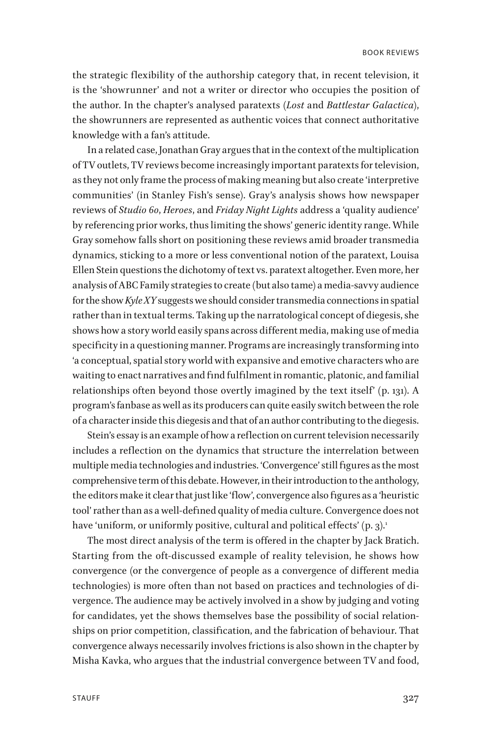the strategic flexibility of the authorship category that, in recent television, it is the 'showrunner' and not a writer or director who occupies the position of the author. In the chapter's analysed paratexts (*Lost* and *Battlestar Galactica*), the showrunners are represented as authentic voices that connect authoritative knowledge with a fan's attitude.

In a related case, Jonathan Gray argues that in the context of the multiplication of TV outlets, TV reviews become increasingly important paratexts for television, as they not only frame the process of making meaning but also create 'interpretive communities' (in Stanley Fish's sense). Gray's analysis shows how newspaper reviews of *Studio 60*, *Heroes*, and *Friday Night Lights* address a 'quality audience' by referencing prior works, thus limiting the shows' generic identity range. While Gray somehow falls short on positioning these reviews amid broader transmedia dynamics, sticking to a more or less conventional notion of the paratext, Louisa Ellen Stein questions the dichotomy of text vs. paratext altogether. Even more, her analysis of ABC Family strategies to create (but also tame) a media-savvy audience for the show *Kyle XY* suggests we should consider transmedia connections in spatial rather than in textual terms. Taking up the narratological concept of diegesis, she shows how a story world easily spans across different media, making use of media specificity in a questioning manner. Programs are increasingly transforming into 'a conceptual, spatial story world with expansive and emotive characters who are waiting to enact narratives and find fulfilment in romantic, platonic, and familial relationships often beyond those overtly imagined by the text itself' (p. 131). A program's fanbase as well as its producers can quite easily switch between the role of a character inside this diegesis and that of an author contributing to the diegesis.

Stein's essay is an example of how a reflection on current television necessarily includes a reflection on the dynamics that structure the interrelation between multiple media technologies and industries. 'Convergence' still figures as the most comprehensive term of this debate. However, in their introduction to the anthology, the editors make it clear that just like 'flow', convergence also figures as a 'heuristic tool' rather than as a well-defined quality of media culture. Convergence does not have 'uniform, or uniformly positive, cultural and political effects' (p. 3).[1]

The most direct analysis of the term is offered in the chapter by Jack Bratich. Starting from the oft-discussed example of reality television, he shows how convergence (or the convergence of people as a convergence of different media technologies) is more often than not based on practices and technologies of divergence. The audience may be actively involved in a show by judging and voting for candidates, yet the shows themselves base the possibility of social relationships on prior competition, classification, and the fabrication of behaviour. That convergence always necessarily involves frictions is also shown in the chapter by Misha Kavka, who argues that the industrial convergence between TV and food,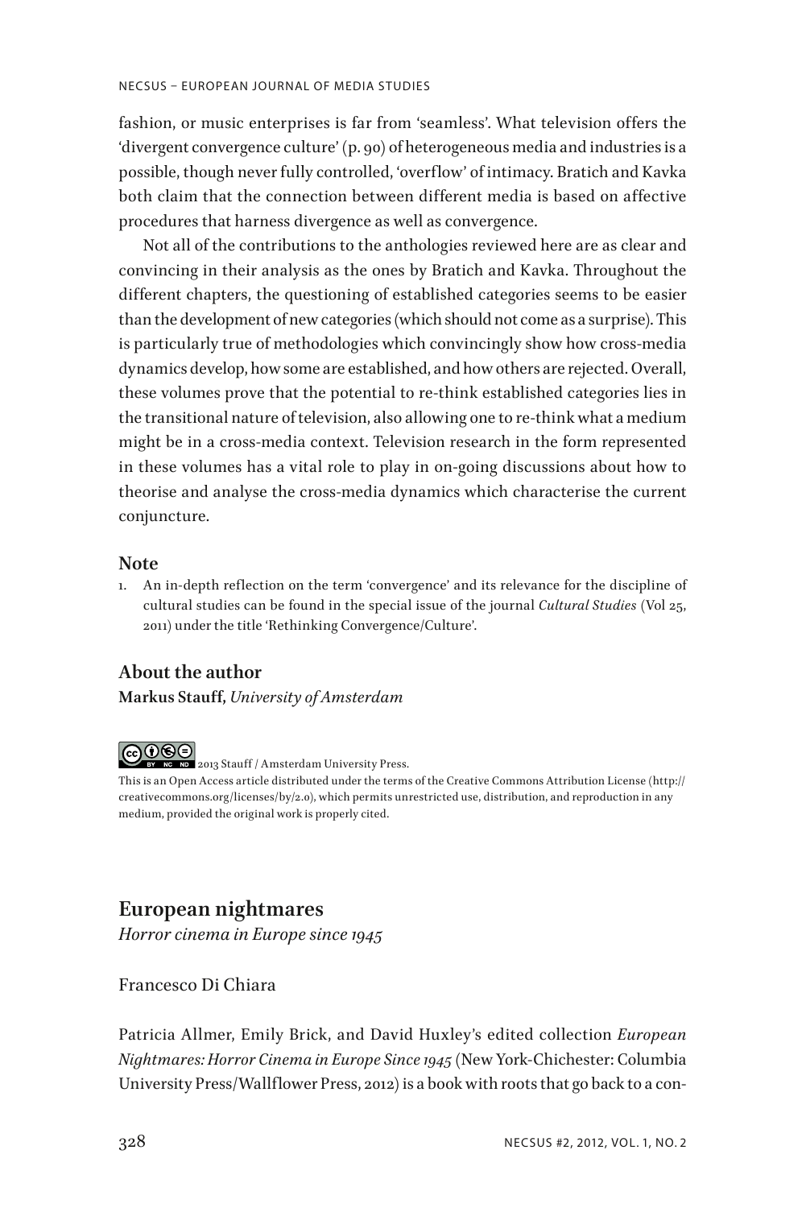fashion, or music enterprises is far from 'seamless'. What television offers the 'divergent convergence culture' (p. 90) of heterogeneous media and industries is a possible, though never fully controlled, 'overflow' of intimacy. Bratich and Kavka both claim that the connection between different media is based on affective procedures that harness divergence as well as convergence.

Not all of the contributions to the anthologies reviewed here are as clear and convincing in their analysis as the ones by Bratich and Kavka. Throughout the different chapters, the questioning of established categories seems to be easier than the development of new categories (which should not come as a surprise). This is particularly true of methodologies which convincingly show how cross-media dynamics develop, how some are established, and how others are rejected. Overall, these volumes prove that the potential to re-think established categories lies in the transitional nature of television, also allowing one to re-think what a medium might be in a cross-media context. Television research in the form represented in these volumes has a vital role to play in on-going discussions about how to theorise and analyse the cross-media dynamics which characterise the current conjuncture.

### Note

1. An in-depth reflection on the term 'convergence' and its relevance for the discipline of cultural studies can be found in the special issue of the journal *Cultural Studies* (Vol 25, 2011) under the title 'Rethinking Convergence/Culture'.

### About the author

**Markus Stauff,** *University of Amsterdam*

2013 Stauff / Amsterdam University Press.

This is an Open Access article distributed under the terms of the Creative Commons Attribution License (http://creativecommons.org/licenses/by/2.0), which permits unrestricted use, distribution, and reproduction in any medium, provided the original work is properly cited.

## European nightmares

*Horror cinema in Europe since 1945*

Francesco Di Chiara

Patricia Allmer, Emily Brick, and David Huxley's edited collection *European Nightmares: Horror Cinema in Europe Since 1945* (New York-Chichester: Columbia University Press/Wallflower Press, 2012) is a book with roots that go back to a con-